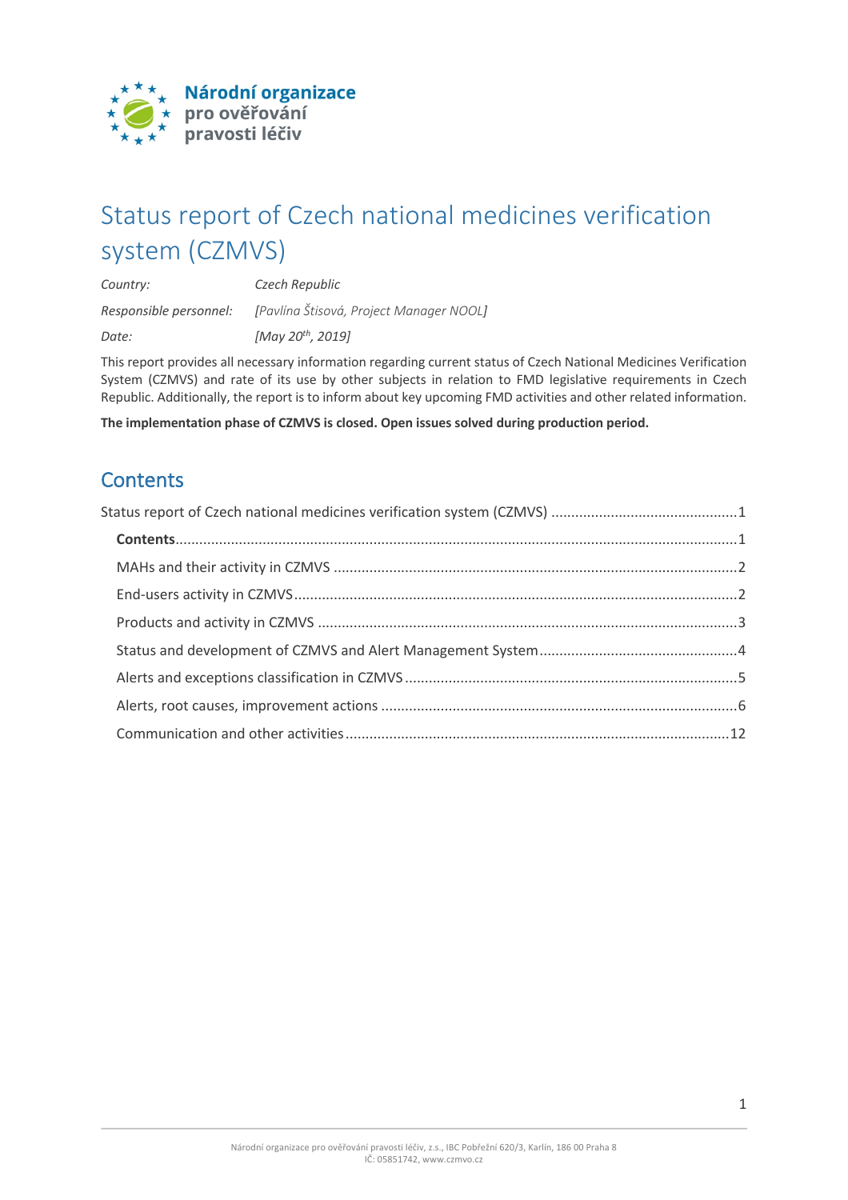Národní organizace pro ověřování pravosti léčiv

# Status report of Czech national medicines verification system (CZMVS)

*Country:* *Czech Republic*

*Responsible personnel:* *[Pavlína Štisová, Project Manager NOOL]*

*Date:* *[May 20th, 2019]*

This report provides all necessary information regarding current status of Czech National Medicines Verification System (CZMVS) and rate of its use by other subjects in relation to FMD legislative requirements in Czech Republic. Additionally, the report is to inform about key upcoming FMD activities and other related information.

**The implementation phase of CZMVS is closed. Open issues solved during production period.**

## Contents

Status report of Czech national medicines verification system (CZMVS) ....1

- **Contents** ....1
- MAHs and their activity in CZMVS ....2
- End-users activity in CZMVS ....2
- Products and activity in CZMVS ....3
- Status and development of CZMVS and Alert Management System ....4
- Alerts and exceptions classification in CZMVS ....5
- Alerts, root causes, improvement actions ....6
- Communication and other activities ....12

Národní organizace pro ověřování pravosti léčiv, z.s., IBC Pobřežní 620/3, Karlín, 186 00 Praha 8
IČ: 05851742, www.czmvo.cz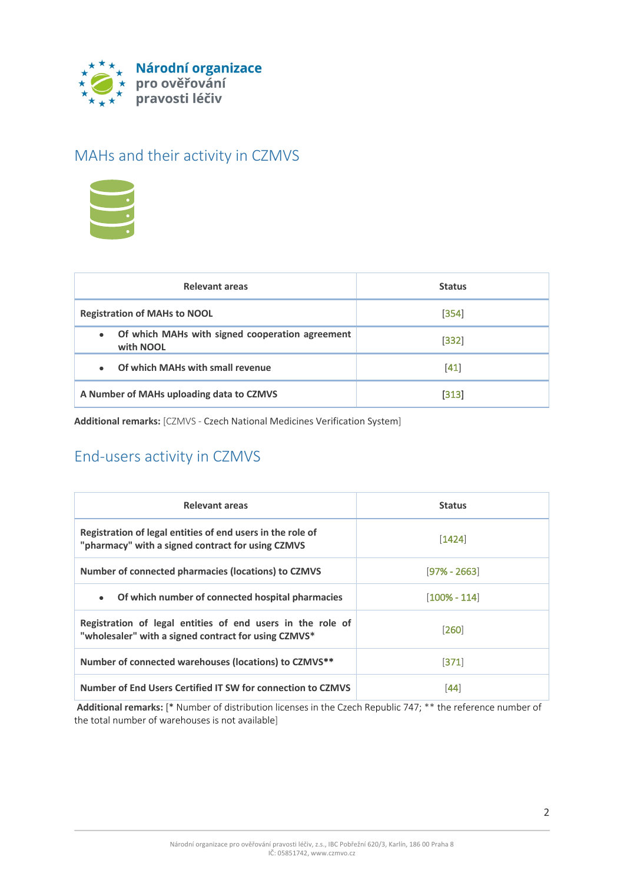# MAHs and their activity in CZMVS

| Relevant areas | Status |
|---|---|
| **Registration of MAHs to NOOL** | [354] |
| • **Of which MAHs with signed cooperation agreement with NOOL** | [332] |
| • **Of which MAHs with small revenue** | [41] |
| **A Number of MAHs uploading data to CZMVS** | [313] |

**Additional remarks:** [CZMVS - Czech National Medicines Verification System]

# End-users activity in CZMVS

| Relevant areas | Status |
|---|---|
| **Registration of legal entities of end users in the role of "pharmacy" with a signed contract for using CZMVS** | [1424] |
| **Number of connected pharmacies (locations) to CZMVS** | [97% - 2663] |
| • **Of which number of connected hospital pharmacies** | [100% - 114] |
| **Registration of legal entities of end users in the role of "wholesaler" with a signed contract for using CZMVS*** | [260] |
| **Number of connected warehouses (locations) to CZMVS**** | [371] |
| **Number of End Users Certified IT SW for connection to CZMVS** | [44] |

**Additional remarks:** [* Number of distribution licenses in the Czech Republic 747; ** the reference number of the total number of warehouses is not available]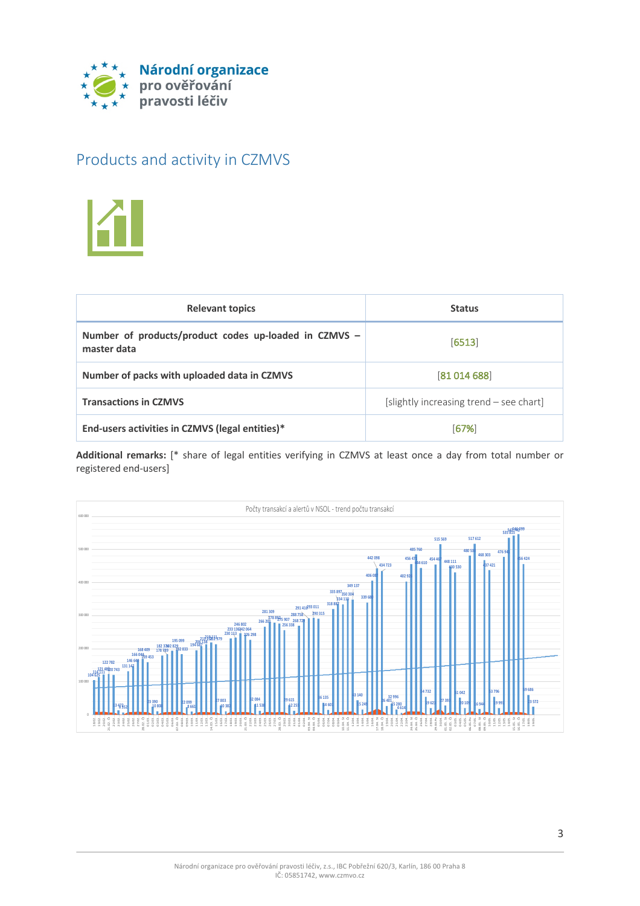# Products and activity in CZMVS

| Relevant topics | Status |
| --- | --- |
| **Number of products/product codes up-loaded in CZMVS – master data** | [6513] |
| **Number of packs with uploaded data in CZMVS** | [81 014 688] |
| **Transactions in CZMVS** | [slightly increasing trend – see chart] |
| **End-users activities in CZMVS (legal entities)*** | [67%] |

**Additional remarks:** [* share of legal entities verifying in CZMVS at least once a day from total number or registered end-users]

Počty transakcí a alertů v NSOL - trend počtu transakcí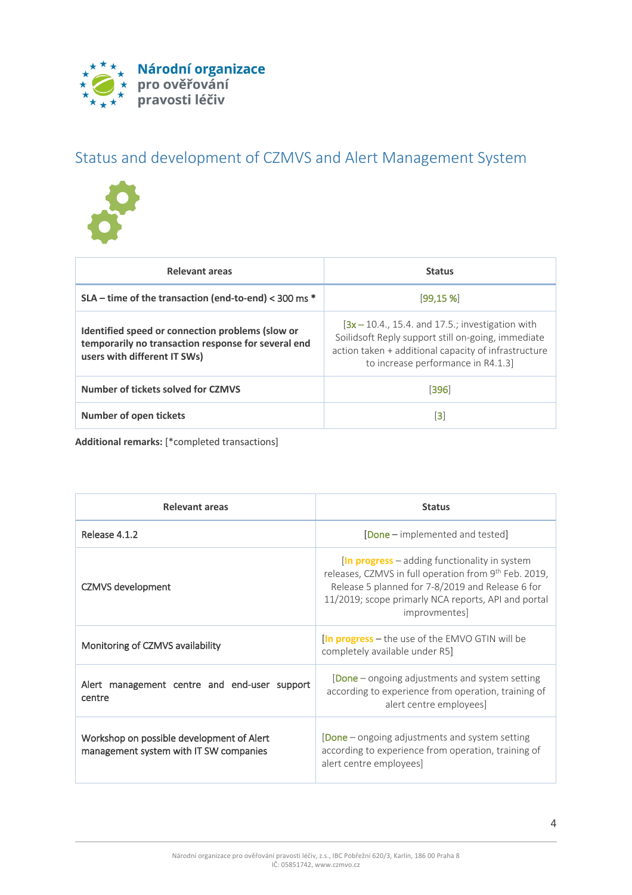## Status and development of CZMVS and Alert Management System

| Relevant areas | Status |
| --- | --- |
| **SLA – time of the transaction (end-to-end) < 300 ms *** | [99,15 %] |
| **Identified speed or connection problems (slow or temporarily no transaction response for several end users with different IT SWs)** | [3x – 10.4., 15.4. and 17.5.; investigation with Soilidsoft Reply support still on-going, immediate action taken + additional capacity of infrastructure to increase performance in R4.1.3] |
| **Number of tickets solved for CZMVS** | [396] |
| **Number of open tickets** | [3] |

**Additional remarks:** [*completed transactions]

| Relevant areas | Status |
| --- | --- |
| Release 4.1.2 | [Done – implemented and tested] |
| CZMVS development | [In progress – adding functionality in system releases, CZMVS in full operation from 9th Feb. 2019, Release 5 planned for 7-8/2019 and Release 6 for 11/2019; scope primarly NCA reports, API and portal improvmentes] |
| Monitoring of CZMVS availability | [In progress – the use of the EMVO GTIN will be completely available under R5] |
| Alert management centre and end-user support centre | [Done – ongoing adjustments and system setting according to experience from operation, training of alert centre employees] |
| Workshop on possible development of Alert management system with IT SW companies | [Done – ongoing adjustments and system setting according to experience from operation, training of alert centre employees] |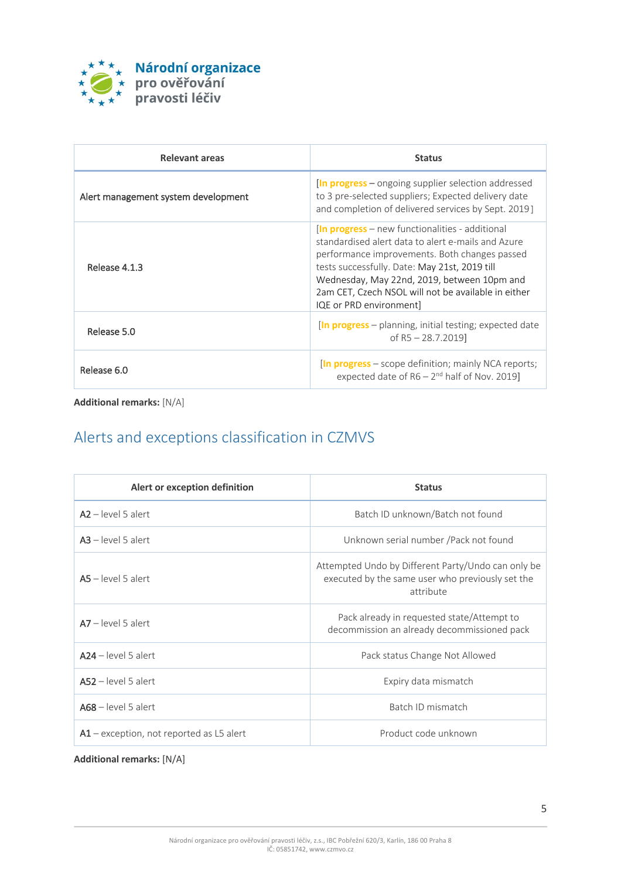| Relevant areas | Status |
|---|---|
| Alert management system development | [**In progress** – ongoing supplier selection addressed to 3 pre-selected suppliers; Expected delivery date and completion of delivered services by Sept. 2019] |
| Release 4.1.3 | [**In progress** – new functionalities - additional standardised alert data to alert e-mails and Azure performance improvements. Both changes passed tests successfully. Date: May 21st, 2019 till Wednesday, May 22nd, 2019, between 10pm and 2am CET, Czech NSOL will not be available in either IQE or PRD environment] |
| Release 5.0 | [**In progress** – planning, initial testing; expected date of R5 – 28.7.2019] |
| Release 6.0 | [**In progress** – scope definition; mainly NCA reports; expected date of R6 – 2nd half of Nov. 2019] |

**Additional remarks:** [N/A]

## Alerts and exceptions classification in CZMVS

| Alert or exception definition | Status |
|---|---|
| **A2** – level 5 alert | Batch ID unknown/Batch not found |
| **A3** – level 5 alert | Unknown serial number /Pack not found |
| **A5** – level 5 alert | Attempted Undo by Different Party/Undo can only be executed by the same user who previously set the attribute |
| **A7** – level 5 alert | Pack already in requested state/Attempt to decommission an already decommissioned pack |
| **A24** – level 5 alert | Pack status Change Not Allowed |
| **A52** – level 5 alert | Expiry data mismatch |
| **A68** – level 5 alert | Batch ID mismatch |
| **A1** – exception, not reported as L5 alert | Product code unknown |

**Additional remarks:** [N/A]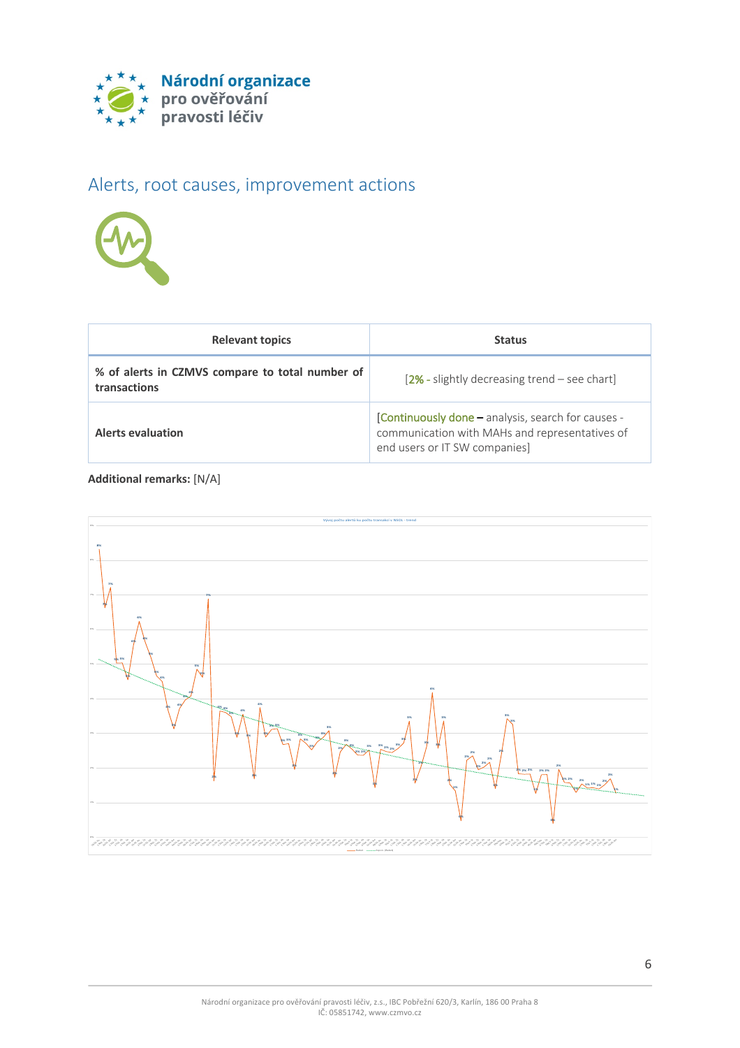## Alerts, root causes, improvement actions

| Relevant topics | Status |
| --- | --- |
| **% of alerts in CZMVS compare to total number of transactions** | [2% - slightly decreasing trend – see chart] |
| **Alerts evaluation** | [Continuously done – analysis, search for causes - communication with MAHs and representatives of end users or IT SW companies] |

**Additional remarks:** [N/A]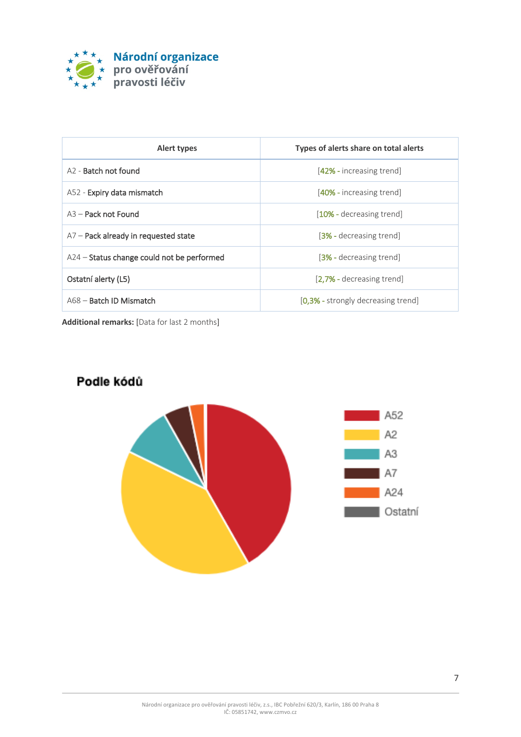| Alert types | Types of alerts share on total alerts |
|---|---|
| A2 - Batch not found | [42% - increasing trend] |
| A52 - Expiry data mismatch | [40% - increasing trend] |
| A3 – Pack not Found | [10% - decreasing trend] |
| A7 – Pack already in requested state | [3% - decreasing trend] |
| A24 – Status change could not be performed | [3% - decreasing trend] |
| Ostatní alerty (L5) | [2,7% - decreasing trend] |
| A68 – Batch ID Mismatch | [0,3% - strongly decreasing trend] |

**Additional remarks:** [Data for last 2 months]

**Podle kódů**

A52
A2
A3
A7
A24
Ostatní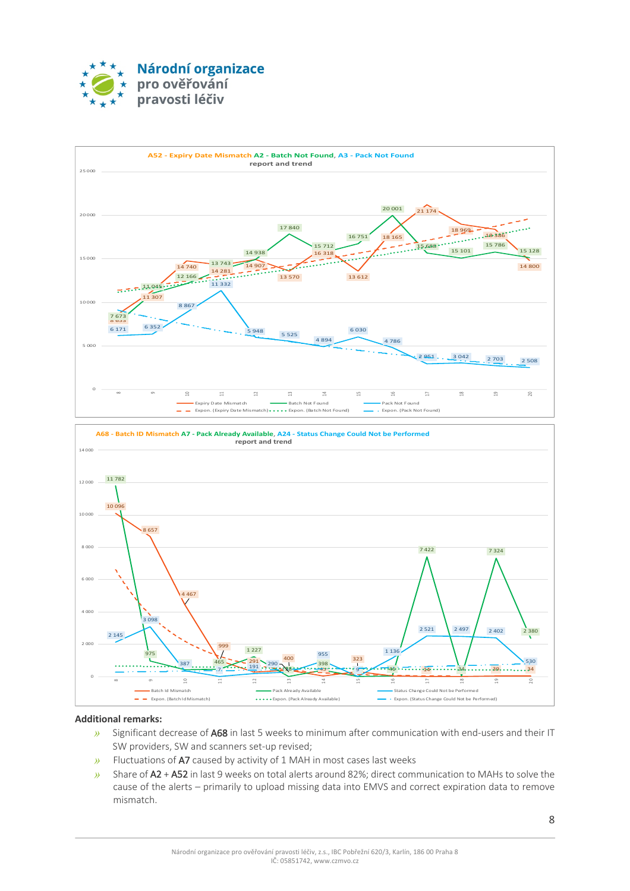Národní organizace pro ověřování pravosti léčiv

**A52 - Expiry Date Mismatch A2 - Batch Not Found, A3 - Pack Not Found**
report and trend

| Week | Expiry Date Mismatch | Batch Not Found | Pack Not Found |
|---|---|---|---|
| 8 | 8 655 | 7 673 | 6 171 |
| 9 | 11 307 | 11 045 | 6 352 |
| 10 | 14 740 | 12 166 | 8 867 |
| 11 | 14 281 | 13 743 | 11 332 |
| 12 | 14 907 | 14 938 | 5 948 |
| 13 | 13 570 | 17 840 | 5 525 |
| 14 | 16 318 | 15 712 | 4 894 |
| 15 | 13 612 | 16 751 | 6 030 |
| 16 | 18 165 | 20 001 | 4 786 |
| 17 | 21 174 | 15 698 | 2 951 |
| 18 | 18 969 | 15 101 | 3 042 |
| 19 | 18 386 | 15 786 | 2 703 |
| 20 | 14 800 | 15 128 | 2 508 |

Legend: Expiry Date Mismatch, Batch Not Found, Pack Not Found, Expon. (Expiry Date Mismatch), Expon. (Batch Not Found), Expon. (Pack Not Found)

**A68 - Batch ID Mismatch A7 - Pack Already Available, A24 - Status Change Could Not be Performed**
report and trend

| Week | Batch Id Mismatch | Pack Already Available | Status Change Could Not be Performed |
|---|---|---|---|
| 8 | 10 096 | 11 782 | 2 145 |
| 9 | 8 657 | 975 | 3 098 |
| 10 | 4 467 | | 387 |
| 11 | 999 | 465 | 7 |
| 12 | 291 | 1 227 | 191 |
| 13 | 400 | | 290 |
| 14 | | 398 | 955 |
| 15 | 323 | | 9 |
| 16 | | 46 | 1 136 |
| 17 | 14 | 7 422 | 2 521 |
| 18 | 34 | | 2 497 |
| 19 | 39 | 7 324 | 2 402 |
| 20 | 34 | 2 380 | 530 |

Legend: Batch Id Mismatch, Pack Already Available, Status Change Could Not be Performed, Expon. (Batch Id Mismatch), Expon. (Pack Already Available), Expon. (Status Change Could Not be Performed)

**Additional remarks:**

- Significant decrease of A68 in last 5 weeks to minimum after communication with end-users and their IT SW providers, SW and scanners set-up revised;
- Fluctuations of A7 caused by activity of 1 MAH in most cases last weeks
- Share of A2 + A52 in last 9 weeks on total alerts around 82%; direct communication to MAHs to solve the cause of the alerts – primarily to upload missing data into EMVS and correct expiration data to remove mismatch.

Národní organizace pro ověřování pravosti léčiv, z.s., IBC Pobřežní 620/3, Karlín, 186 00 Praha 8
IČ: 05851742, www.czmvo.cz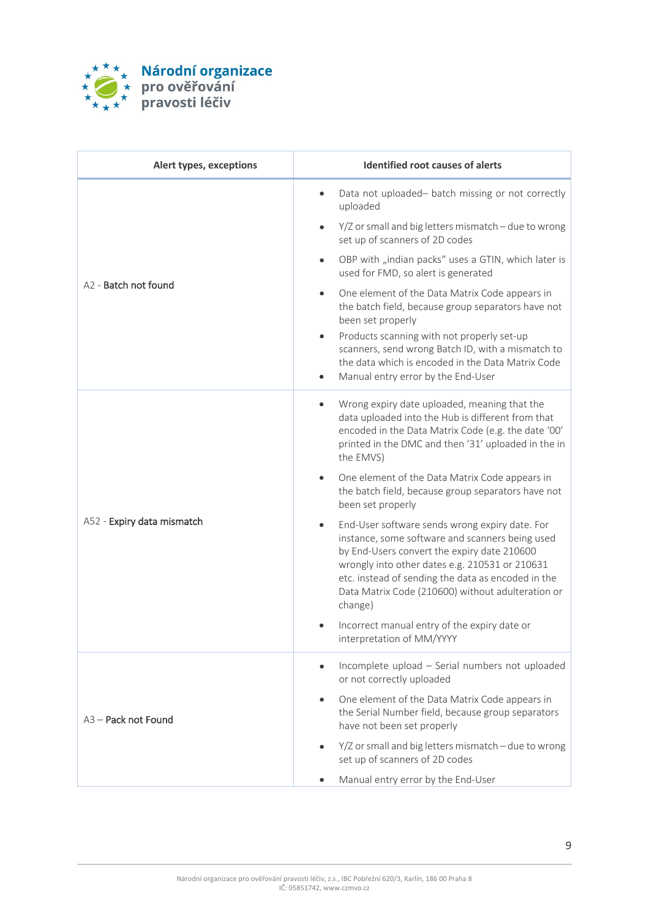| Alert types, exceptions | Identified root causes of alerts |
|---|---|
| A2 - Batch not found | • Data not uploaded– batch missing or not correctly uploaded<br>• Y/Z or small and big letters mismatch – due to wrong set up of scanners of 2D codes<br>• OBP with „indian packs" uses a GTIN, which later is used for FMD, so alert is generated<br>• One element of the Data Matrix Code appears in the batch field, because group separators have not been set properly<br>• Products scanning with not properly set-up scanners, send wrong Batch ID, with a mismatch to the data which is encoded in the Data Matrix Code<br>• Manual entry error by the End-User |
| A52 - Expiry data mismatch | • Wrong expiry date uploaded, meaning that the data uploaded into the Hub is different from that encoded in the Data Matrix Code (e.g. the date '00' printed in the DMC and then '31' uploaded in the in the EMVS)<br>• One element of the Data Matrix Code appears in the batch field, because group separators have not been set properly<br>• End-User software sends wrong expiry date. For instance, some software and scanners being used by End-Users convert the expiry date 210600 wrongly into other dates e.g. 210531 or 210631 etc. instead of sending the data as encoded in the Data Matrix Code (210600) without adulteration or change)<br>• Incorrect manual entry of the expiry date or interpretation of MM/YYYY |
| A3 – Pack not Found | • Incomplete upload – Serial numbers not uploaded or not correctly uploaded<br>• One element of the Data Matrix Code appears in the Serial Number field, because group separators have not been set properly<br>• Y/Z or small and big letters mismatch – due to wrong set up of scanners of 2D codes<br>• Manual entry error by the End-User |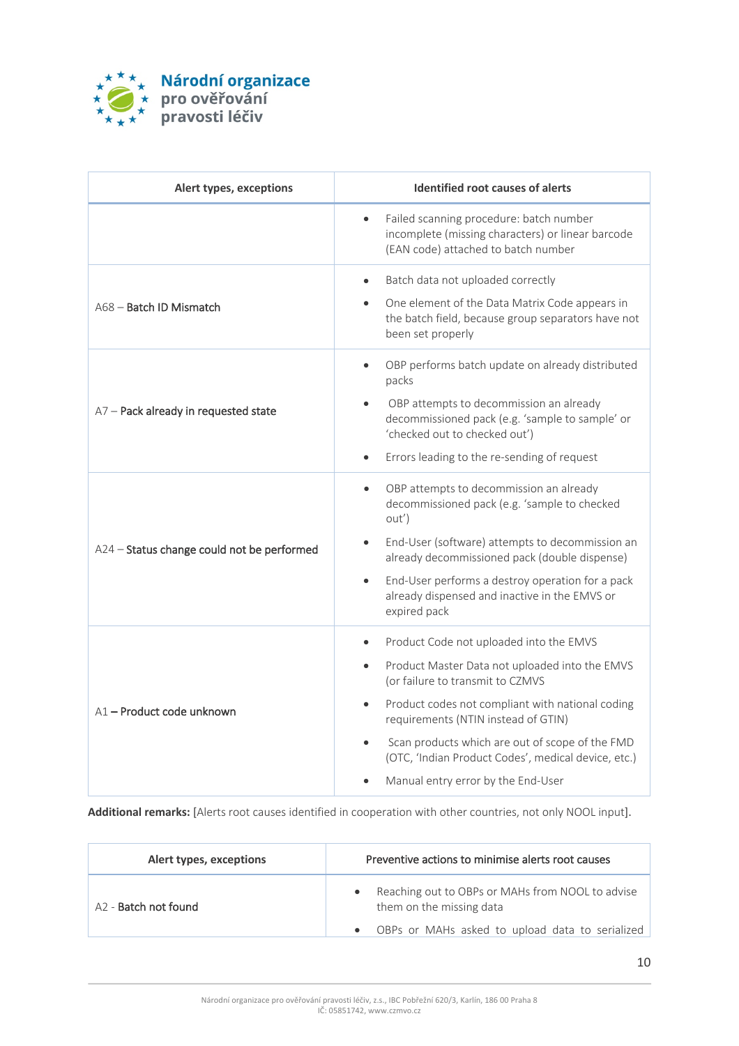| Alert types, exceptions | Identified root causes of alerts |
| --- | --- |
| | • Failed scanning procedure: batch number incomplete (missing characters) or linear barcode (EAN code) attached to batch number |
| A68 – **Batch ID Mismatch** | • Batch data not uploaded correctly<br>• One element of the Data Matrix Code appears in the batch field, because group separators have not been set properly |
| A7 – **Pack already in requested state** | • OBP performs batch update on already distributed packs<br>• OBP attempts to decommission an already decommissioned pack (e.g. 'sample to sample' or 'checked out to checked out')<br>• Errors leading to the re-sending of request |
| A24 – **Status change could not be performed** | • OBP attempts to decommission an already decommissioned pack (e.g. 'sample to checked out')<br>• End-User (software) attempts to decommission an already decommissioned pack (double dispense)<br>• End-User performs a destroy operation for a pack already dispensed and inactive in the EMVS or expired pack |
| A1 **– Product code unknown** | • Product Code not uploaded into the EMVS<br>• Product Master Data not uploaded into the EMVS (or failure to transmit to CZMVS<br>• Product codes not compliant with national coding requirements (NTIN instead of GTIN)<br>• Scan products which are out of scope of the FMD (OTC, 'Indian Product Codes', medical device, etc.)<br>• Manual entry error by the End-User |

**Additional remarks:** [Alerts root causes identified in cooperation with other countries, not only NOOL input].

| Alert types, exceptions | Preventive actions to minimise alerts root causes |
| --- | --- |
| A2 - **Batch not found** | • Reaching out to OBPs or MAHs from NOOL to advise them on the missing data<br>• OBPs or MAHs asked to upload data to serialized |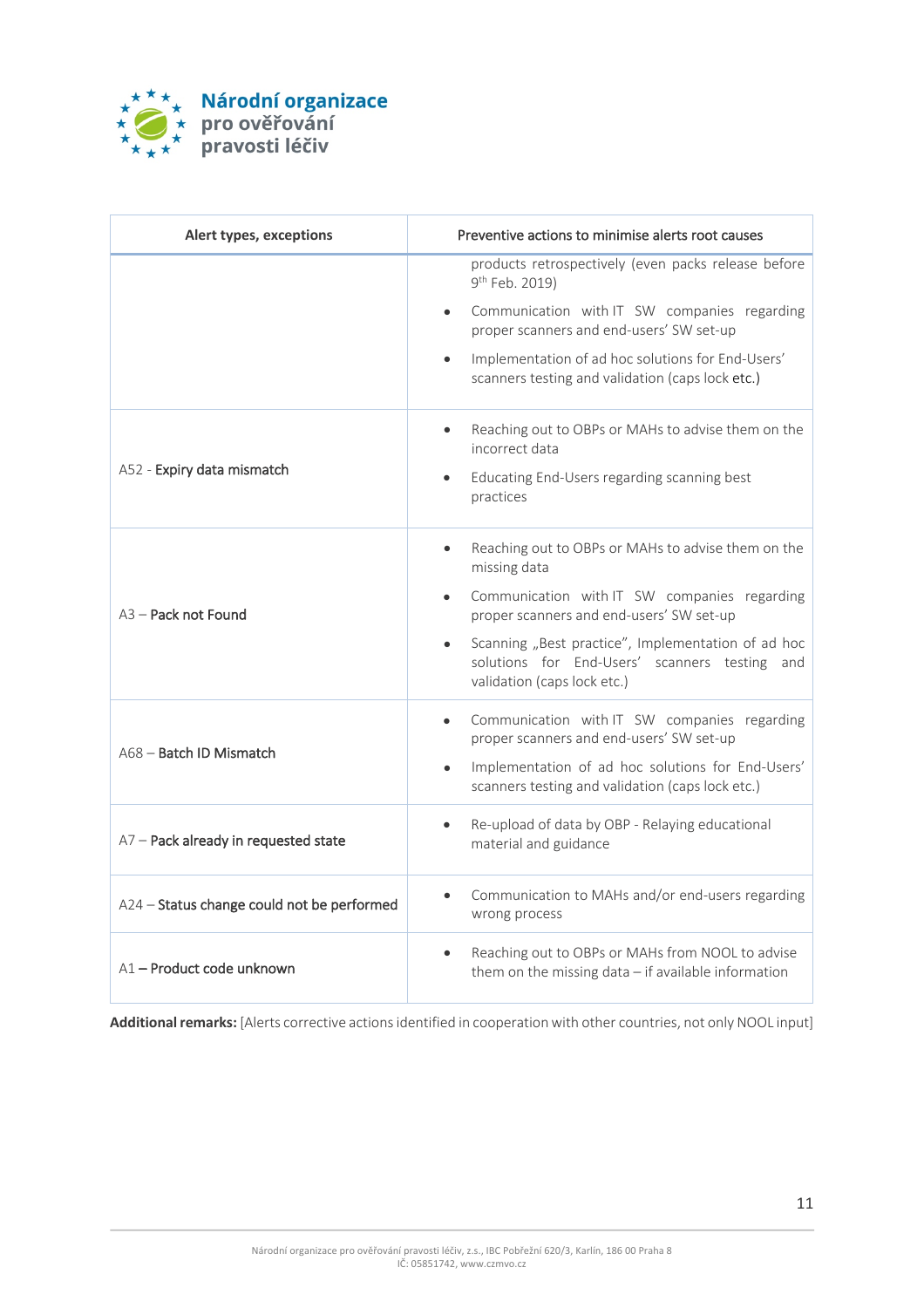| Alert types, exceptions | Preventive actions to minimise alerts root causes |
|---|---|
| | products retrospectively (even packs release before 9th Feb. 2019)<br>• Communication with IT SW companies regarding proper scanners and end-users' SW set-up<br>• Implementation of ad hoc solutions for End-Users' scanners testing and validation (caps lock etc.) |
| A52 - **Expiry data mismatch** | • Reaching out to OBPs or MAHs to advise them on the incorrect data<br>• Educating End-Users regarding scanning best practices |
| A3 – **Pack not Found** | • Reaching out to OBPs or MAHs to advise them on the missing data<br>• Communication with IT SW companies regarding proper scanners and end-users' SW set-up<br>• Scanning „Best practice", Implementation of ad hoc solutions for End-Users' scanners testing and validation (caps lock etc.) |
| A68 – **Batch ID Mismatch** | • Communication with IT SW companies regarding proper scanners and end-users' SW set-up<br>• Implementation of ad hoc solutions for End-Users' scanners testing and validation (caps lock etc.) |
| A7 – **Pack already in requested state** | • Re-upload of data by OBP - Relaying educational material and guidance |
| A24 – **Status change could not be performed** | • Communication to MAHs and/or end-users regarding wrong process |
| A1 – **Product code unknown** | • Reaching out to OBPs or MAHs from NOOL to advise them on the missing data – if available information |

**Additional remarks:** [Alerts corrective actions identified in cooperation with other countries, not only NOOL input]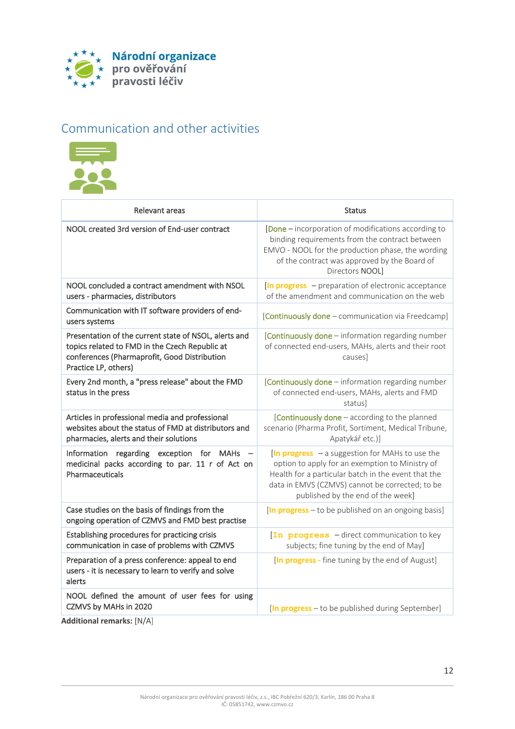## Communication and other activities

| Relevant areas | Status |
|---|---|
| NOOL created 3rd version of End-user contract | [Done – incorporation of modifications according to binding requirements from the contract between EMVO - NOOL for the production phase, the wording of the contract was approved by the Board of Directors NOOL] |
| NOOL concluded a contract amendment with NSOL users - pharmacies, distributors | [In progress – preparation of electronic acceptance of the amendment and communication on the web |
| Communication with IT software providers of end-users systems | [Continuously done – communication via Freedcamp] |
| Presentation of the current state of NSOL, alerts and topics related to FMD in the Czech Republic at conferences (Pharmaprofit, Good Distribution Practice LP, others) | [Continuously done – information regarding number of connected end-users, MAHs, alerts and their root causes] |
| Every 2nd month, a "press release" about the FMD status in the press | [Continuously done – information regarding number of connected end-users, MAHs, alerts and FMD status] |
| Articles in professional media and professional websites about the status of FMD at distributors and pharmacies, alerts and their solutions | [Continuously done – according to the planned scenario (Pharma Profit, Sortiment, Medical Tribune, Apatykář etc.)] |
| Information regarding exception for MAHs – medicinal packs according to par. 11 r of Act on Pharmaceuticals | [In progress – a suggestion for MAHs to use the option to apply for an exemption to Ministry of Health for a particular batch in the event that the data in EMVS (CZMVS) cannot be corrected; to be published by the end of the week] |
| Case studies on the basis of findings from the ongoing operation of CZMVS and FMD best practise | [In progress – to be published on an ongoing basis] |
| Establishing procedures for practicing crisis communication in case of problems with CZMVS | [In progress – direct communication to key subjects; fine tuning by the end of May] |
| Preparation of a press conference: appeal to end users - it is necessary to learn to verify and solve alerts | [In progress - fine tuning by the end of August] |
| NOOL defined the amount of user fees for using CZMVS by MAHs in 2020 | [In progress – to be published during September] |

**Additional remarks:** [N/A]

Národní organizace pro ověřování pravosti léčiv, z.s., IBC Pobřežní 620/3, Karlín, 186 00 Praha 8
IČ: 05851742, www.czmvo.cz